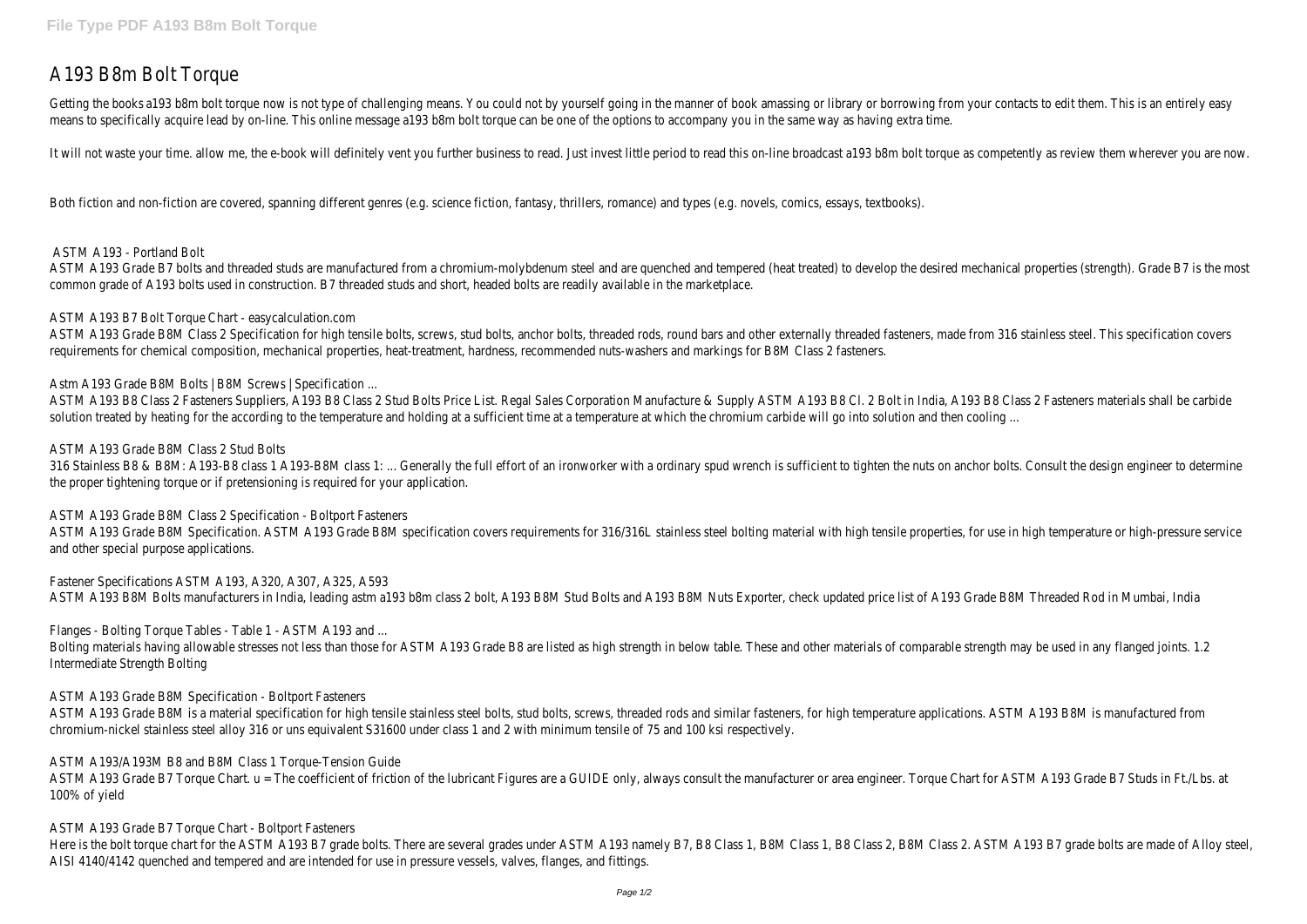# A193 B8m Bolt Torque

Getting the books a193 b8m bolt torque now is not type of challenging means. You could not by yourself going in the manner of book amassing or library or borrowing from your contacts to edit them. This is an entirely easy means to specifically acquire lead by on-line. This online message a193 b8m bolt torque can be one of the options to accompany you in the same way as having extra time.

It will not waste your time. allow me, the e-book will definitely vent you further business to read. Just invest little period to read this on-line broadcast a193 b8m bolt torque as competently as review them wherever you are now.

Both fiction and non-fiction are covered, spanning different genres (e.g. science fiction, fantasy, thrillers, romance) and types (e.g. novels, comics, essays, textbooks).

## ASTM A193 - Portland Bolt

ASTM A193 Grade B7 bolts and threaded studs are manufactured from a chromium-molybdenum steel and are quenched and tempered (heat treated) to develop the desired mechanical properties (strength). Grade B7 is the most common grade of A193 bolts used in construction. B7 threaded studs and short, headed bolts are readily available in the marketplace.

## ASTM A193 B7 Bolt Torque Chart - easycalculation.com

ASTM A193 Grade B8M Class 2 Specification for high tensile bolts, screws, stud bolts, anchor bolts, threaded rods, round bars and other externally threaded fasteners, made from 316 stainless steel. This specification covers requirements for chemical composition, mechanical properties, heat-treatment, hardness, recommended nuts-washers and markings for B8M Class 2 fasteners.

## Astm A193 Grade B8M Bolts | B8M Screws | Specification ...

ASTM A193 B8 Class 2 Fasteners Suppliers, A193 B8 Class 2 Stud Bolts Price List. Regal Sales Corporation Manufacture & Supply ASTM A193 B8 Cl. 2 Bolt in India, A193 B8 Class 2 Fasteners materials shall be carbide solution treated by heating for the according to the temperature and holding at a sufficient time at a temperature at which the chromium carbide will go into solution and then cooling ...

## ASTM A193 Grade B8M Class 2 Stud Bolts

316 Stainless B8 & B8M: A193-B8 class 1 A193-B8M class 1: ... Generally the full effort of an ironworker with a ordinary spud wrench is sufficient to tighten the nuts on anchor bolts. Consult the design engineer to determine the proper tightening torque or if pretensioning is required for your application.

## ASTM A193 Grade B8M Class 2 Specification - Boltport Fasteners

ASTM A193 Grade B8M Specification. ASTM A193 Grade B8M specification covers requirements for 316/316L stainless steel bolting material with high tensile properties, for use in high temperature or high-pressure service and other special purpose applications.

## Fastener Specifications ASTM A193, A320, A307, A325, A593

ASTM A193 B8M Bolts manufacturers in India, leading astm a193 b8m class 2 bolt, A193 B8M Stud Bolts and A193 B8M Nuts Exporter, check updated price list of A193 Grade B8M Threaded Rod in Mumbai, India

## Flanges - Bolting Torque Tables - Table 1 - ASTM A193 and ...

Bolting materials having allowable stresses not less than those for ASTM A193 Grade B8 are listed as high strength in below table. These and other materials of comparable strength may be used in any flanged joints. 1.2 Intermediate Strength Bolting

## ASTM A193 Grade B8M Specification - Boltport Fasteners

ASTM A193 Grade B8M is a material specification for high tensile stainless steel bolts, stud bolts, screws, threaded rods and similar fasteners, for high temperature applications. ASTM A193 B8M is manufactured from chromium-nickel stainless steel alloy 316 or uns equivalent S31600 under class 1 and 2 with minimum tensile of 75 and 100 ksi respectively.

## ASTM A193/A193M B8 and B8M Class 1 Torque-Tension Guide

ASTM A193 Grade B7 Torque Chart. u = The coefficient of friction of the lubricant Figures are a GUIDE only, always consult the manufacturer or area engineer. Torque Chart for ASTM A193 Grade B7 Studs in Ft./Lbs. at 100% of yield

## ASTM A193 Grade B7 Torque Chart - Boltport Fasteners

Here is the bolt torque chart for the ASTM A193 B7 grade bolts. There are several grades under ASTM A193 namely B7, B8 Class 1, B8M Class 1, B8 Class 2, B8M Class 2. ASTM A193 B7 grade bolts are made of Alloy steel, AISI 4140/4142 quenched and tempered and are intended for use in pressure vessels, valves, flanges, and fittings.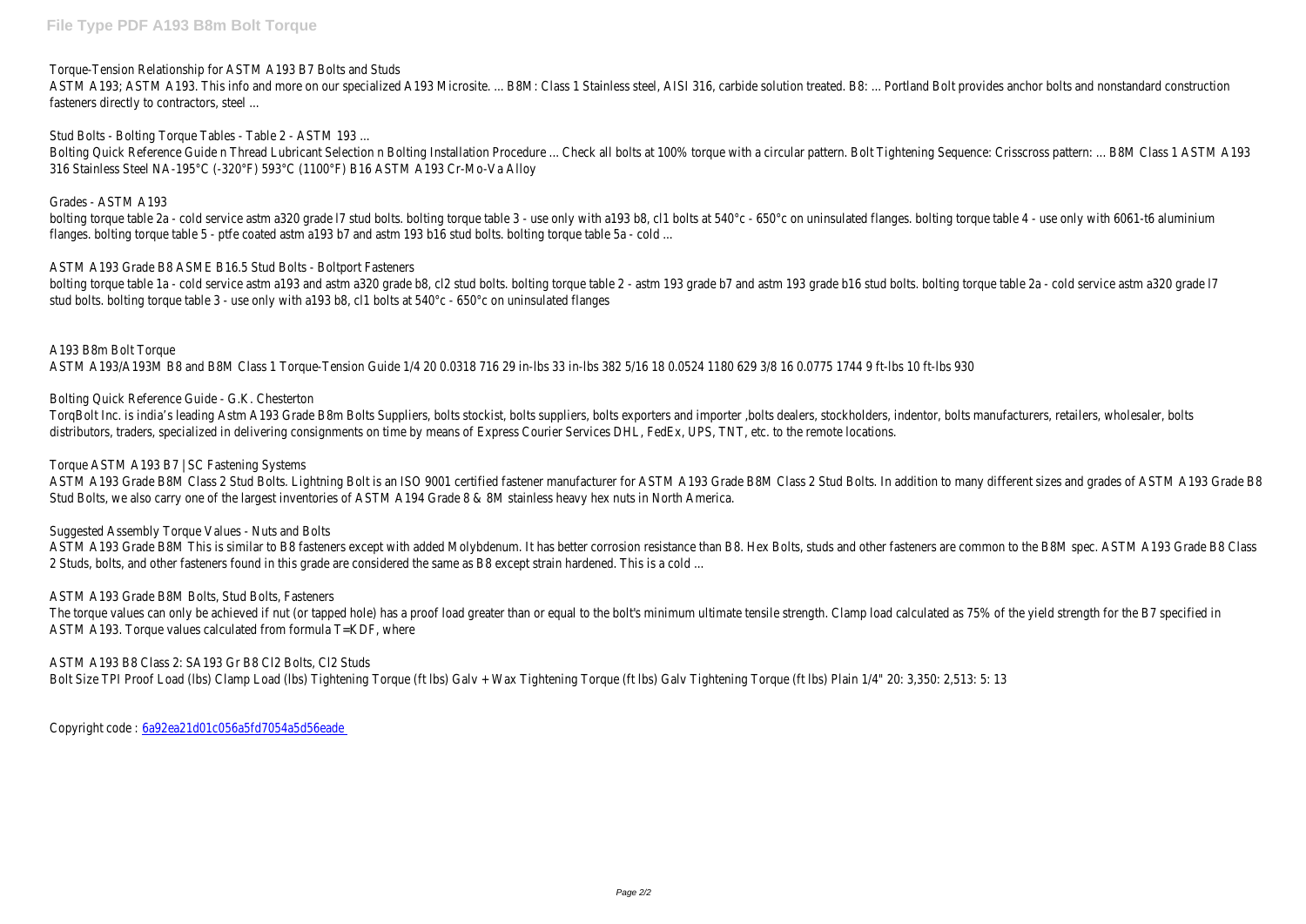Torque-Tension Relationship for ASTM A193 B7 Bolts and Studs

ASTM A193; ASTM A193. This info and more on our specialized A193 Microsite. ... B8M: Class 1 Stainless steel, AISI 316, carbide solution treated. B8: ... Portland Bolt provides anchor bolts and nonstandard construction fasteners directly to contractors, steel ...

Stud Bolts - Bolting Torque Tables - Table 2 - ASTM 193 ...

Bolting Quick Reference Guide n Thread Lubricant Selection n Bolting Installation Procedure ... Check all bolts at 100% torque with a circular pattern. Bolt Tightening Sequence: Crisscross pattern: ... B8M Class 1 ASTM A193 316 Stainless Steel NA-195°C (-320°F) 593°C (1100°F) B16 ASTM A193 Cr-Mo-Va Alloy

Grades - ASTM A193

bolting torque table 2a - cold service astm a320 grade l7 stud bolts. bolting torque table 3 - use only with a193 b8, cl1 bolts at 540°c - 650°c on uninsulated flanges. bolting torque table 4 - use only with 6061-t6 aluminium flanges. bolting torque table 5 - ptfe coated astm a193 b7 and astm 193 b16 stud bolts. bolting torque table 5a - cold ...

ASTM A193 Grade B8 ASME B16.5 Stud Bolts - Boltport Fasteners

bolting torque table 1a - cold service astm a193 and astm a320 grade b8, cl2 stud bolts. bolting torque table 2 - astm 193 grade b7 and astm 193 grade b16 stud bolts. bolting torque table 2a - cold service astm a320 grade l7 stud bolts. bolting torque table 3 - use only with a193 b8, cl1 bolts at 540°c - 650°c on uninsulated flanges

A193 B8m Bolt Torque

ASTM A193/A193M B8 and B8M Class 1 Torque-Tension Guide 1/4 20 0.0318 716 29 in-lbs 33 in-lbs 382 5/16 18 0.0524 1180 629 3/8 16 0.0775 1744 9 ft-lbs 10 ft-lbs 930

Bolting Quick Reference Guide - G.K. Chesterton

TorqBolt Inc. is india's leading Astm A193 Grade B8m Bolts Suppliers, bolts stockist, bolts suppliers, bolts exporters and importer ,bolts dealers, stockholders, indentor, bolts manufacturers, retailers, wholesaler, bolts distributors, traders, specialized in delivering consignments on time by means of Express Courier Services DHL, FedEx, UPS, TNT, etc. to the remote locations.

Torque ASTM A193 B7 | SC Fastening Systems

ASTM A193 Grade B8M Class 2 Stud Bolts. Lightning Bolt is an ISO 9001 certified fastener manufacturer for ASTM A193 Grade B8M Class 2 Stud Bolts. In addition to many different sizes and grades of ASTM A193 Grade B8 Stud Bolts, we also carry one of the largest inventories of ASTM A194 Grade 8 & 8M stainless heavy hex nuts in North America.

Suggested Assembly Torque Values - Nuts and Bolts

ASTM A193 Grade B8M This is similar to B8 fasteners except with added Molybdenum. It has better corrosion resistance than B8. Hex Bolts, studs and other fasteners are common to the B8M spec. ASTM A193 Grade B8 Class 2 Studs, bolts, and other fasteners found in this grade are considered the same as B8 except strain hardened. This is a cold ...

ASTM A193 Grade B8M Bolts, Stud Bolts, Fasteners

The torque values can only be achieved if nut (or tapped hole) has a proof load greater than or equal to the bolt's minimum ultimate tensile strength. Clamp load calculated as 75% of the yield strength for the B7 specified in ASTM A193. Torque values calculated from formula T=KDF, where

ASTM A193 B8 Class 2: SA193 Gr B8 Cl2 Bolts, Cl2 Studs

Bolt Size TPI Proof Load (lbs) Clamp Load (lbs) Tightening Torque (ft lbs) Galv + Wax Tightening Torque (ft lbs) Galv Tightening Torque (ft lbs) Plain 1/4" 20: 3,350: 2,513: 5: 13

Copyright code : 6a92ea21d01c056a5fd7054a5d56eade